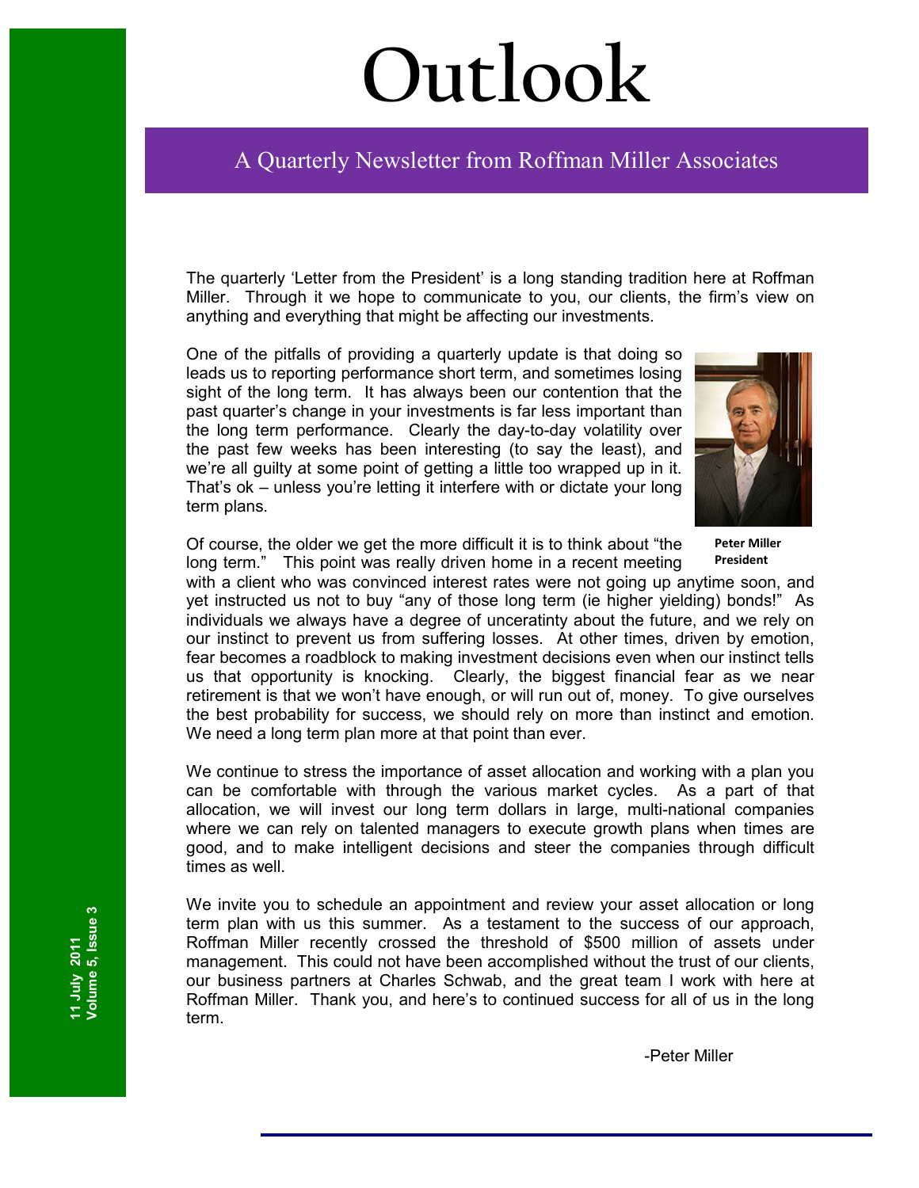# Outlook

## A Quarterly Newsletter from Roffman Miller Associates

The quarterly 'Letter from the President' is a long standing tradition here at Roffman Miller. Through it we hope to communicate to you, our clients, the firm's view on anything and everything that might be affecting our investments.

One of the pitfalls of providing a quarterly update is that doing so leads us to reporting performance short term, and sometimes losing sight of the long term. It has always been our contention that the past quarter's change in your investments is far less important than the long term performance. Clearly the day-to-day volatility over the past few weeks has been interesting (to say the least), and we're all guilty at some point of getting a little too wrapped up in it. That's ok – unless you're letting it interfere with or dictate your long term plans.

**Peter Miller**
**President**

Of course, the older we get the more difficult it is to think about "the long term." This point was really driven home in a recent meeting with a client who was convinced interest rates were not going up anytime soon, and yet instructed us not to buy "any of those long term (ie higher yielding) bonds!" As individuals we always have a degree of unceratinty about the future, and we rely on our instinct to prevent us from suffering losses. At other times, driven by emotion, fear becomes a roadblock to making investment decisions even when our instinct tells us that opportunity is knocking. Clearly, the biggest financial fear as we near retirement is that we won't have enough, or will run out of, money. To give ourselves the best probability for success, we should rely on more than instinct and emotion. We need a long term plan more at that point than ever.

We continue to stress the importance of asset allocation and working with a plan you can be comfortable with through the various market cycles. As a part of that allocation, we will invest our long term dollars in large, multi-national companies where we can rely on talented managers to execute growth plans when times are good, and to make intelligent decisions and steer the companies through difficult times as well.

We invite you to schedule an appointment and review your asset allocation or long term plan with us this summer. As a testament to the success of our approach, Roffman Miller recently crossed the threshold of $500 million of assets under management. This could not have been accomplished without the trust of our clients, our business partners at Charles Schwab, and the great team I work with here at Roffman Miller. Thank you, and here's to continued success for all of us in the long term.

-Peter Miller

11 July 2011
Volume 5, Issue 3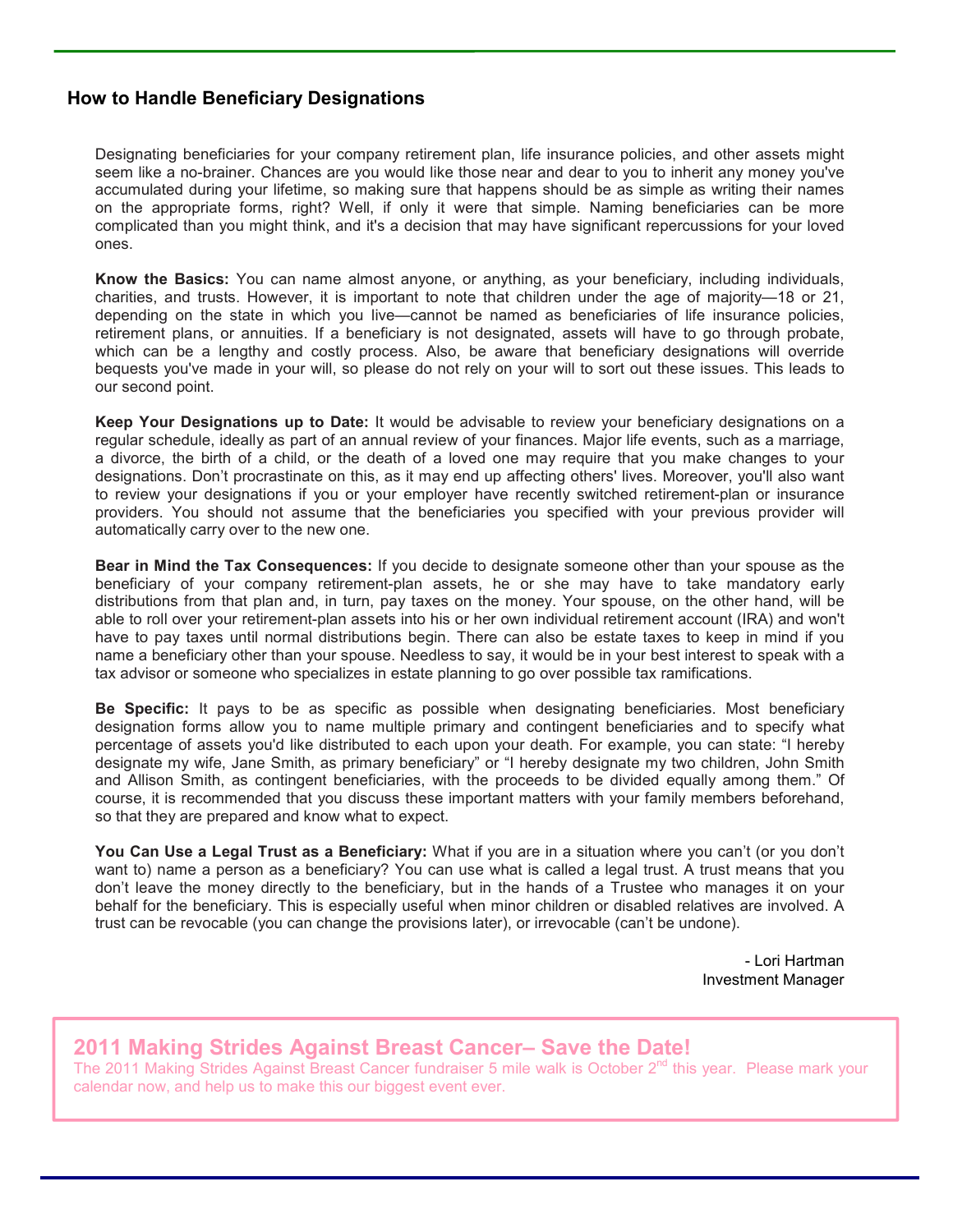## How to Handle Beneficiary Designations

Designating beneficiaries for your company retirement plan, life insurance policies, and other assets might seem like a no-brainer. Chances are you would like those near and dear to you to inherit any money you've accumulated during your lifetime, so making sure that happens should be as simple as writing their names on the appropriate forms, right? Well, if only it were that simple. Naming beneficiaries can be more complicated than you might think, and it's a decision that may have significant repercussions for your loved ones.

**Know the Basics:** You can name almost anyone, or anything, as your beneficiary, including individuals, charities, and trusts. However, it is important to note that children under the age of majority—18 or 21, depending on the state in which you live—cannot be named as beneficiaries of life insurance policies, retirement plans, or annuities. If a beneficiary is not designated, assets will have to go through probate, which can be a lengthy and costly process. Also, be aware that beneficiary designations will override bequests you've made in your will, so please do not rely on your will to sort out these issues. This leads to our second point.

**Keep Your Designations up to Date:** It would be advisable to review your beneficiary designations on a regular schedule, ideally as part of an annual review of your finances. Major life events, such as a marriage, a divorce, the birth of a child, or the death of a loved one may require that you make changes to your designations. Don't procrastinate on this, as it may end up affecting others' lives. Moreover, you'll also want to review your designations if you or your employer have recently switched retirement-plan or insurance providers. You should not assume that the beneficiaries you specified with your previous provider will automatically carry over to the new one.

**Bear in Mind the Tax Consequences:** If you decide to designate someone other than your spouse as the beneficiary of your company retirement-plan assets, he or she may have to take mandatory early distributions from that plan and, in turn, pay taxes on the money. Your spouse, on the other hand, will be able to roll over your retirement-plan assets into his or her own individual retirement account (IRA) and won't have to pay taxes until normal distributions begin. There can also be estate taxes to keep in mind if you name a beneficiary other than your spouse. Needless to say, it would be in your best interest to speak with a tax advisor or someone who specializes in estate planning to go over possible tax ramifications.

**Be Specific:** It pays to be as specific as possible when designating beneficiaries. Most beneficiary designation forms allow you to name multiple primary and contingent beneficiaries and to specify what percentage of assets you'd like distributed to each upon your death. For example, you can state: "I hereby designate my wife, Jane Smith, as primary beneficiary" or "I hereby designate my two children, John Smith and Allison Smith, as contingent beneficiaries, with the proceeds to be divided equally among them." Of course, it is recommended that you discuss these important matters with your family members beforehand, so that they are prepared and know what to expect.

**You Can Use a Legal Trust as a Beneficiary:** What if you are in a situation where you can't (or you don't want to) name a person as a beneficiary? You can use what is called a legal trust. A trust means that you don't leave the money directly to the beneficiary, but in the hands of a Trustee who manages it on your behalf for the beneficiary. This is especially useful when minor children or disabled relatives are involved. A trust can be revocable (you can change the provisions later), or irrevocable (can't be undone).

- Lori Hartman
Investment Manager

## 2011 Making Strides Against Breast Cancer– Save the Date!

The 2011 Making Strides Against Breast Cancer fundraiser 5 mile walk is October 2nd this year. Please mark your calendar now, and help us to make this our biggest event ever.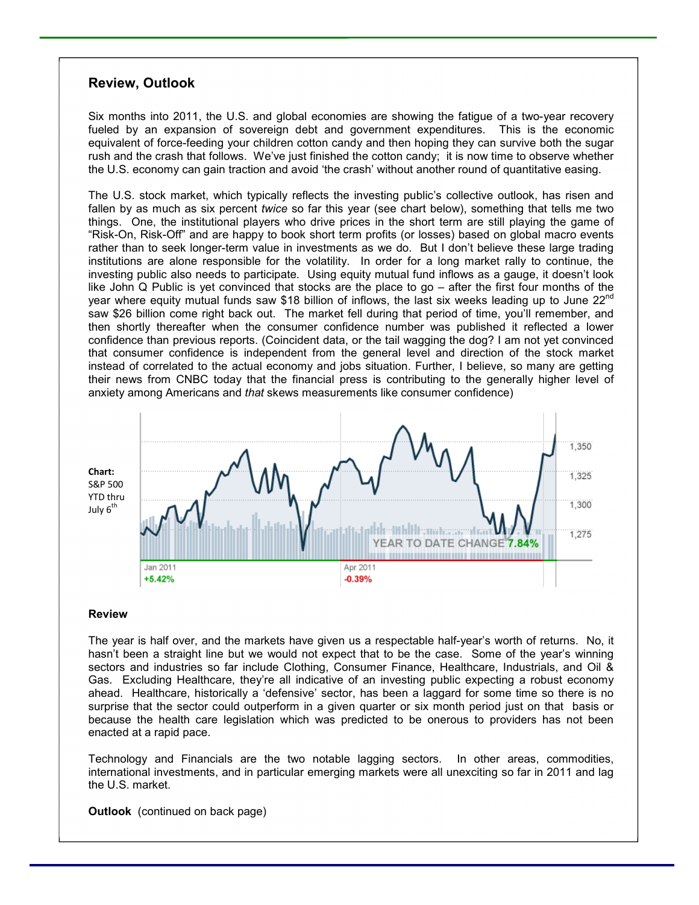## Review, Outlook

Six months into 2011, the U.S. and global economies are showing the fatigue of a two-year recovery fueled by an expansion of sovereign debt and government expenditures. This is the economic equivalent of force-feeding your children cotton candy and then hoping they can survive both the sugar rush and the crash that follows. We've just finished the cotton candy; it is now time to observe whether the U.S. economy can gain traction and avoid 'the crash' without another round of quantitative easing.

The U.S. stock market, which typically reflects the investing public's collective outlook, has risen and fallen by as much as six percent *twice* so far this year (see chart below), something that tells me two things. One, the institutional players who drive prices in the short term are still playing the game of "Risk-On, Risk-Off" and are happy to book short term profits (or losses) based on global macro events rather than to seek longer-term value in investments as we do. But I don't believe these large trading institutions are alone responsible for the volatility. In order for a long market rally to continue, the investing public also needs to participate. Using equity mutual fund inflows as a gauge, it doesn't look like John Q Public is yet convinced that stocks are the place to go – after the first four months of the year where equity mutual funds saw $18 billion of inflows, the last six weeks leading up to June 22nd saw $26 billion come right back out. The market fell during that period of time, you'll remember, and then shortly thereafter when the consumer confidence number was published it reflected a lower confidence than previous reports. (Coincident data, or the tail wagging the dog? I am not yet convinced that consumer confidence is independent from the general level and direction of the stock market instead of correlated to the actual economy and jobs situation. Further, I believe, so many are getting their news from CNBC today that the financial press is contributing to the generally higher level of anxiety among Americans and *that* skews measurements like consumer confidence)

**Chart:** S&P 500 YTD thru July 6th

### Review

The year is half over, and the markets have given us a respectable half-year's worth of returns. No, it hasn't been a straight line but we would not expect that to be the case. Some of the year's winning sectors and industries so far include Clothing, Consumer Finance, Healthcare, Industrials, and Oil & Gas. Excluding Healthcare, they're all indicative of an investing public expecting a robust economy ahead. Healthcare, historically a 'defensive' sector, has been a laggard for some time so there is no surprise that the sector could outperform in a given quarter or six month period just on that basis or because the health care legislation which was predicted to be onerous to providers has not been enacted at a rapid pace.

Technology and Financials are the two notable lagging sectors. In other areas, commodities, international investments, and in particular emerging markets were all unexciting so far in 2011 and lag the U.S. market.

**Outlook** (continued on back page)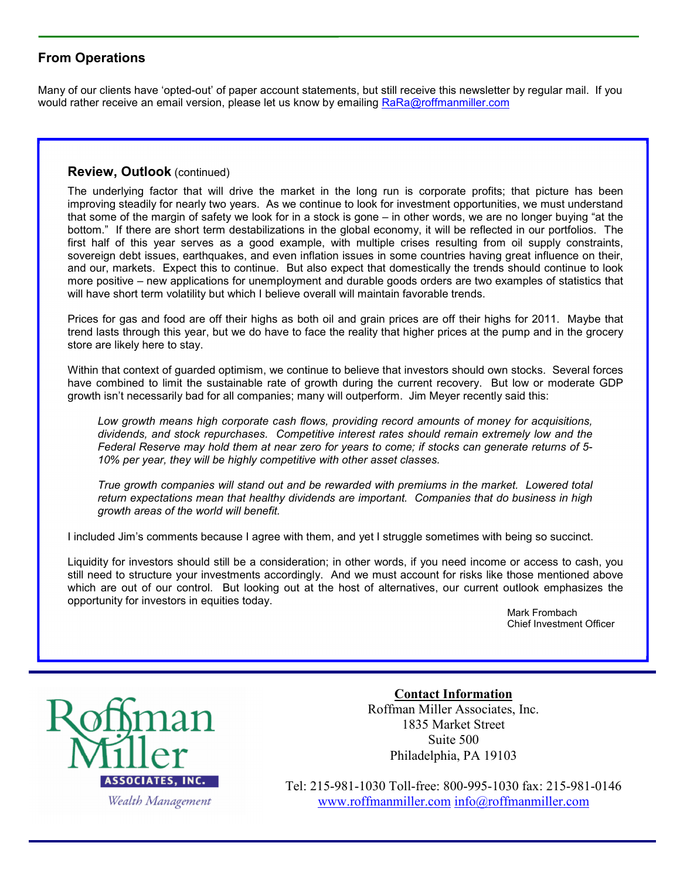## From Operations

Many of our clients have 'opted-out' of paper account statements, but still receive this newsletter by regular mail. If you would rather receive an email version, please let us know by emailing RaRa@roffmanmiller.com

### Review, Outlook (continued)

The underlying factor that will drive the market in the long run is corporate profits; that picture has been improving steadily for nearly two years. As we continue to look for investment opportunities, we must understand that some of the margin of safety we look for in a stock is gone – in other words, we are no longer buying "at the bottom." If there are short term destabilizations in the global economy, it will be reflected in our portfolios. The first half of this year serves as a good example, with multiple crises resulting from oil supply constraints, sovereign debt issues, earthquakes, and even inflation issues in some countries having great influence on their, and our, markets. Expect this to continue. But also expect that domestically the trends should continue to look more positive – new applications for unemployment and durable goods orders are two examples of statistics that will have short term volatility but which I believe overall will maintain favorable trends.

Prices for gas and food are off their highs as both oil and grain prices are off their highs for 2011. Maybe that trend lasts through this year, but we do have to face the reality that higher prices at the pump and in the grocery store are likely here to stay.

Within that context of guarded optimism, we continue to believe that investors should own stocks. Several forces have combined to limit the sustainable rate of growth during the current recovery. But low or moderate GDP growth isn't necessarily bad for all companies; many will outperform. Jim Meyer recently said this:

> *Low growth means high corporate cash flows, providing record amounts of money for acquisitions, dividends, and stock repurchases. Competitive interest rates should remain extremely low and the Federal Reserve may hold them at near zero for years to come; if stocks can generate returns of 5-10% per year, they will be highly competitive with other asset classes.*
>
> *True growth companies will stand out and be rewarded with premiums in the market. Lowered total return expectations mean that healthy dividends are important. Companies that do business in high growth areas of the world will benefit.*

I included Jim's comments because I agree with them, and yet I struggle sometimes with being so succinct.

Liquidity for investors should still be a consideration; in other words, if you need income or access to cash, you still need to structure your investments accordingly. And we must account for risks like those mentioned above which are out of our control. But looking out at the host of alternatives, our current outlook emphasizes the opportunity for investors in equities today.

Mark Frombach
Chief Investment Officer

Roffman Miller Associates, Inc.
Wealth Management

**Contact Information**

Roffman Miller Associates, Inc.
1835 Market Street
Suite 500
Philadelphia, PA 19103

Tel: 215-981-1030 Toll-free: 800-995-1030 fax: 215-981-0146
www.roffmanmiller.com info@roffmanmiller.com